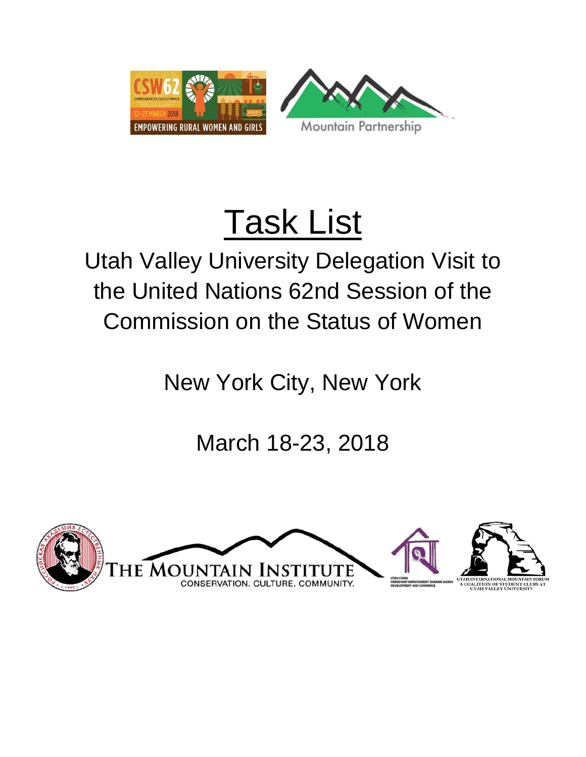# Task List

## Utah Valley University Delegation Visit to the United Nations 62nd Session of the Commission on the Status of Women

New York City, New York

March 18-23, 2018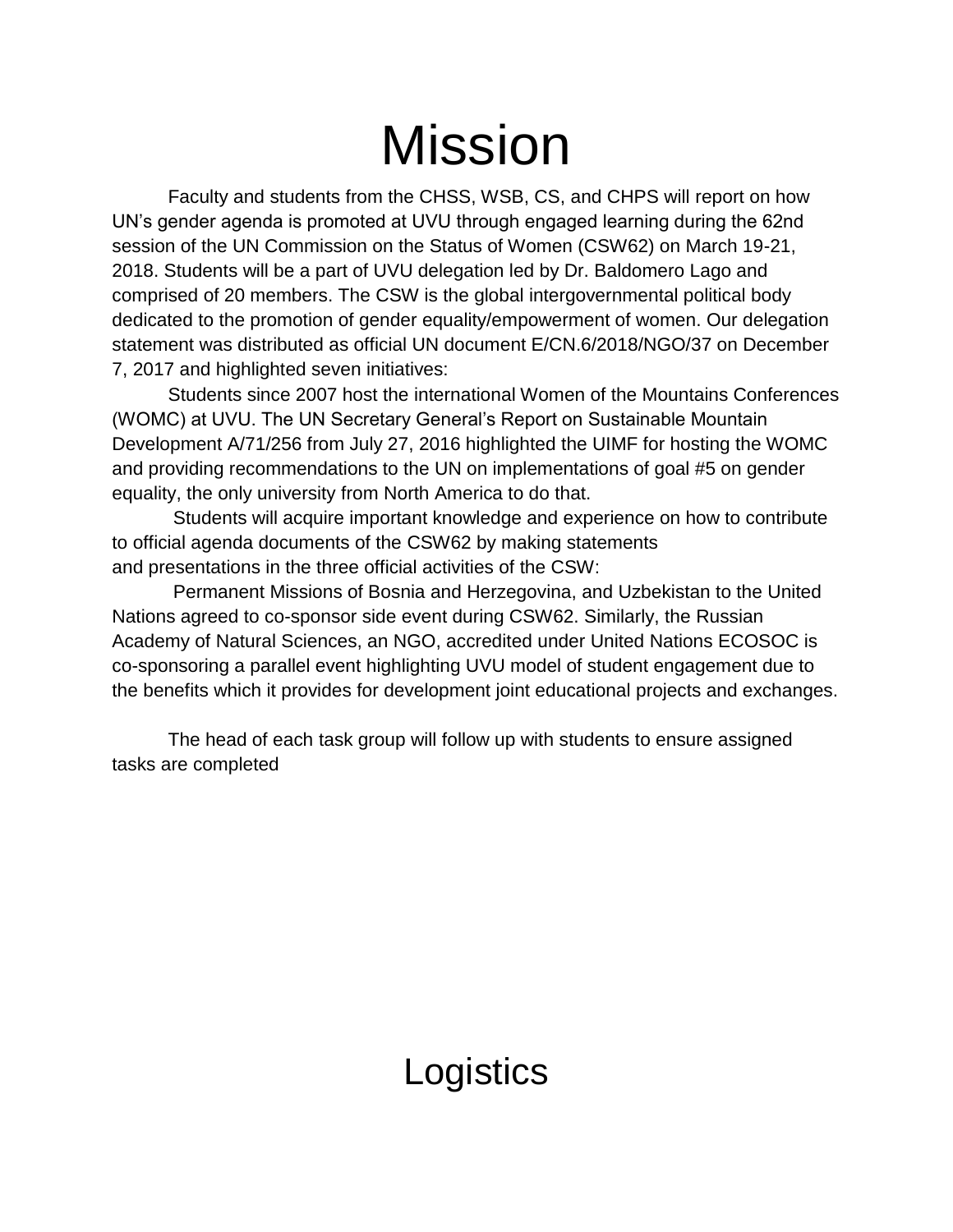# Mission

Faculty and students from the CHSS, WSB, CS, and CHPS will report on how UN's gender agenda is promoted at UVU through engaged learning during the 62nd session of the UN Commission on the Status of Women (CSW62) on March 19-21, 2018. Students will be a part of UVU delegation led by Dr. Baldomero Lago and comprised of 20 members. The CSW is the global intergovernmental political body dedicated to the promotion of gender equality/empowerment of women. Our delegation statement was distributed as official UN document E/CN.6/2018/NGO/37 on December 7, 2017 and highlighted seven initiatives:

Students since 2007 host the international Women of the Mountains Conferences (WOMC) at UVU. The UN Secretary General's Report on Sustainable Mountain Development A/71/256 from July 27, 2016 highlighted the UIMF for hosting the WOMC and providing recommendations to the UN on implementations of goal #5 on gender equality, the only university from North America to do that.

Students will acquire important knowledge and experience on how to contribute to official agenda documents of the CSW62 by making statements and presentations in the three official activities of the CSW:

Permanent Missions of Bosnia and Herzegovina, and Uzbekistan to the United Nations agreed to co-sponsor side event during CSW62. Similarly, the Russian Academy of Natural Sciences, an NGO, accredited under United Nations ECOSOC is co-sponsoring a parallel event highlighting UVU model of student engagement due to the benefits which it provides for development joint educational projects and exchanges.

The head of each task group will follow up with students to ensure assigned tasks are completed

# Logistics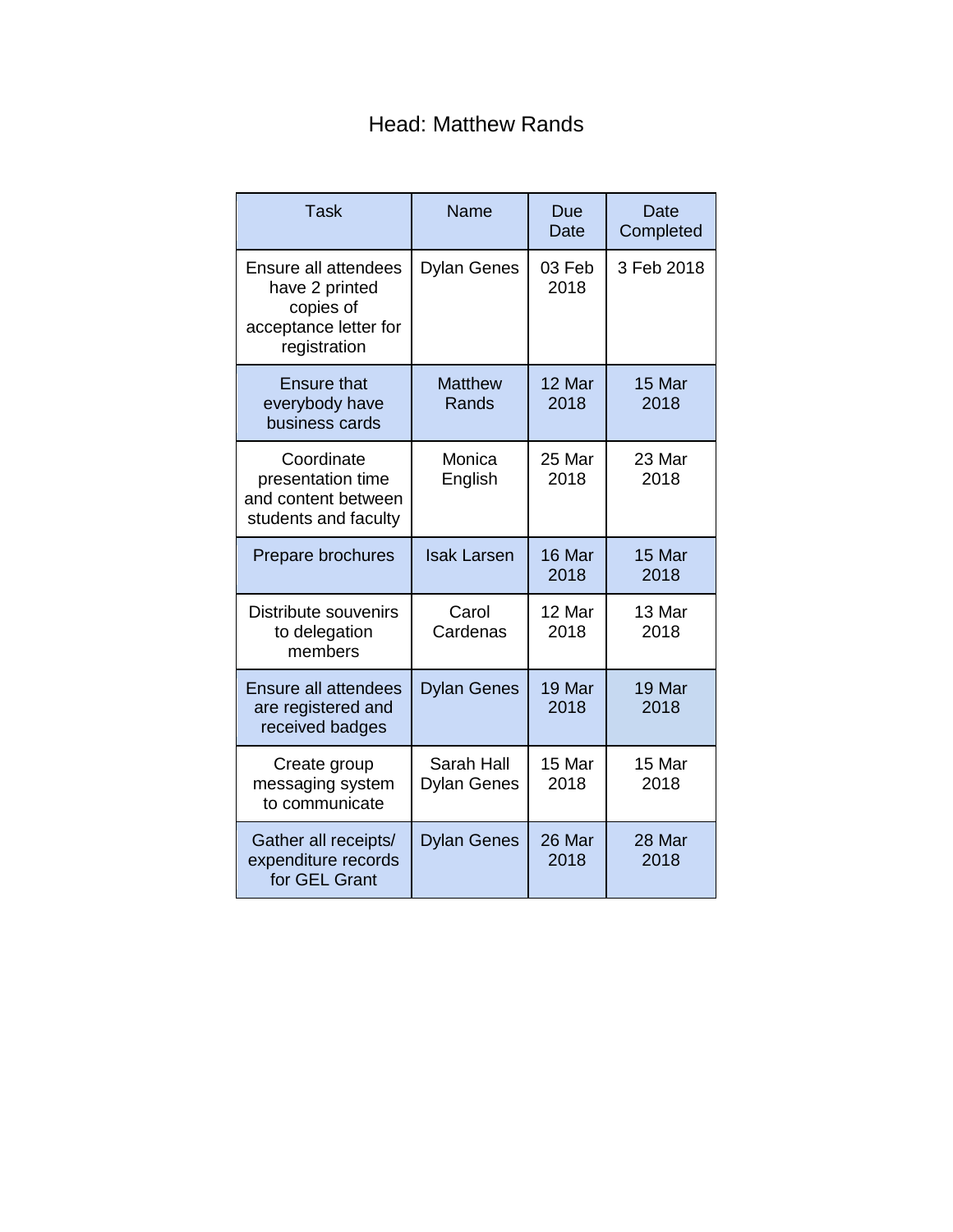Head: Matthew Rands

| Task | Name | Due Date | Date Completed |
|---|---|---|---|
| Ensure all attendees have 2 printed copies of acceptance letter for registration | Dylan Genes | 03 Feb 2018 | 3 Feb 2018 |
| Ensure that everybody have business cards | Matthew Rands | 12 Mar 2018 | 15 Mar 2018 |
| Coordinate presentation time and content between students and faculty | Monica English | 25 Mar 2018 | 23 Mar 2018 |
| Prepare brochures | Isak Larsen | 16 Mar 2018 | 15 Mar 2018 |
| Distribute souvenirs to delegation members | Carol Cardenas | 12 Mar 2018 | 13 Mar 2018 |
| Ensure all attendees are registered and received badges | Dylan Genes | 19 Mar 2018 | 19 Mar 2018 |
| Create group messaging system to communicate | Sarah Hall<br>Dylan Genes | 15 Mar 2018 | 15 Mar 2018 |
| Gather all receipts/ expenditure records for GEL Grant | Dylan Genes | 26 Mar 2018 | 28 Mar 2018 |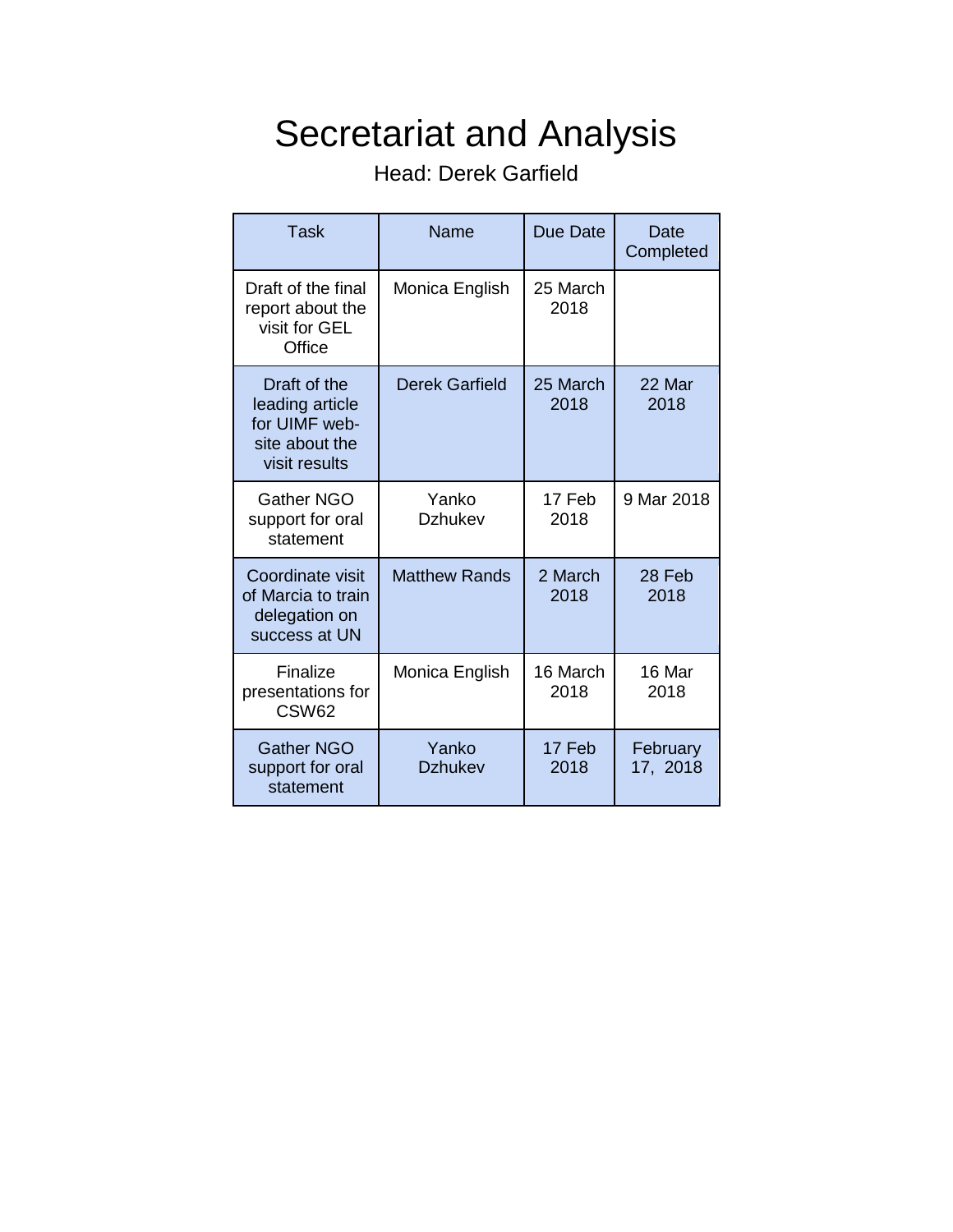# Secretariat and Analysis

Head: Derek Garfield

| Task | Name | Due Date | Date Completed |
|---|---|---|---|
| Draft of the final report about the visit for GEL Office | Monica English | 25 March 2018 | |
| Draft of the leading article for UIMF web-site about the visit results | Derek Garfield | 25 March 2018 | 22 Mar 2018 |
| Gather NGO support for oral statement | Yanko Dzhukev | 17 Feb 2018 | 9 Mar 2018 |
| Coordinate visit of Marcia to train delegation on success at UN | Matthew Rands | 2 March 2018 | 28 Feb 2018 |
| Finalize presentations for CSW62 | Monica English | 16 March 2018 | 16 Mar 2018 |
| Gather NGO support for oral statement | Yanko Dzhukev | 17 Feb 2018 | February 17, 2018 |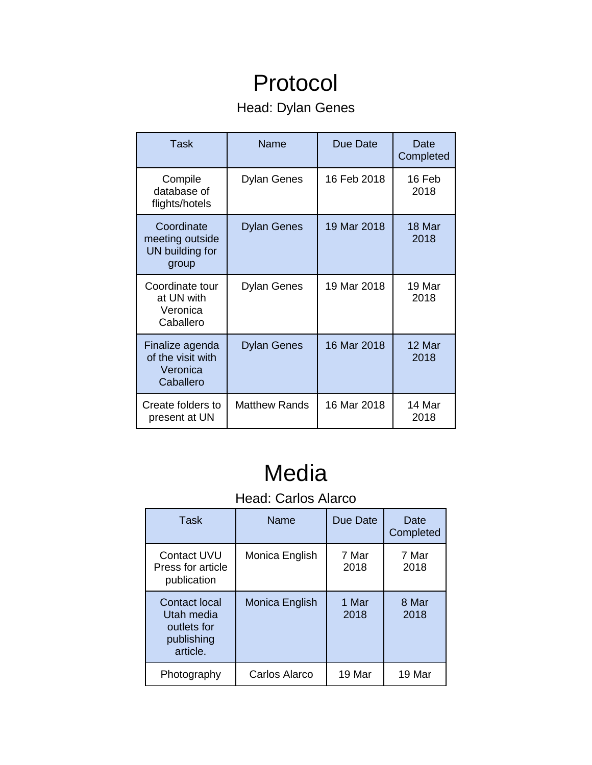# Protocol

Head: Dylan Genes

| Task | Name | Due Date | Date Completed |
|---|---|---|---|
| Compile database of flights/hotels | Dylan Genes | 16 Feb 2018 | 16 Feb 2018 |
| Coordinate meeting outside UN building for group | Dylan Genes | 19 Mar 2018 | 18 Mar 2018 |
| Coordinate tour at UN with Veronica Caballero | Dylan Genes | 19 Mar 2018 | 19 Mar 2018 |
| Finalize agenda of the visit with Veronica Caballero | Dylan Genes | 16 Mar 2018 | 12 Mar 2018 |
| Create folders to present at UN | Matthew Rands | 16 Mar 2018 | 14 Mar 2018 |

# Media

Head: Carlos Alarco

| Task | Name | Due Date | Date Completed |
|---|---|---|---|
| Contact UVU Press for article publication | Monica English | 7 Mar 2018 | 7 Mar 2018 |
| Contact local Utah media outlets for publishing article. | Monica English | 1 Mar 2018 | 8 Mar 2018 |
| Photography | Carlos Alarco | 19 Mar | 19 Mar |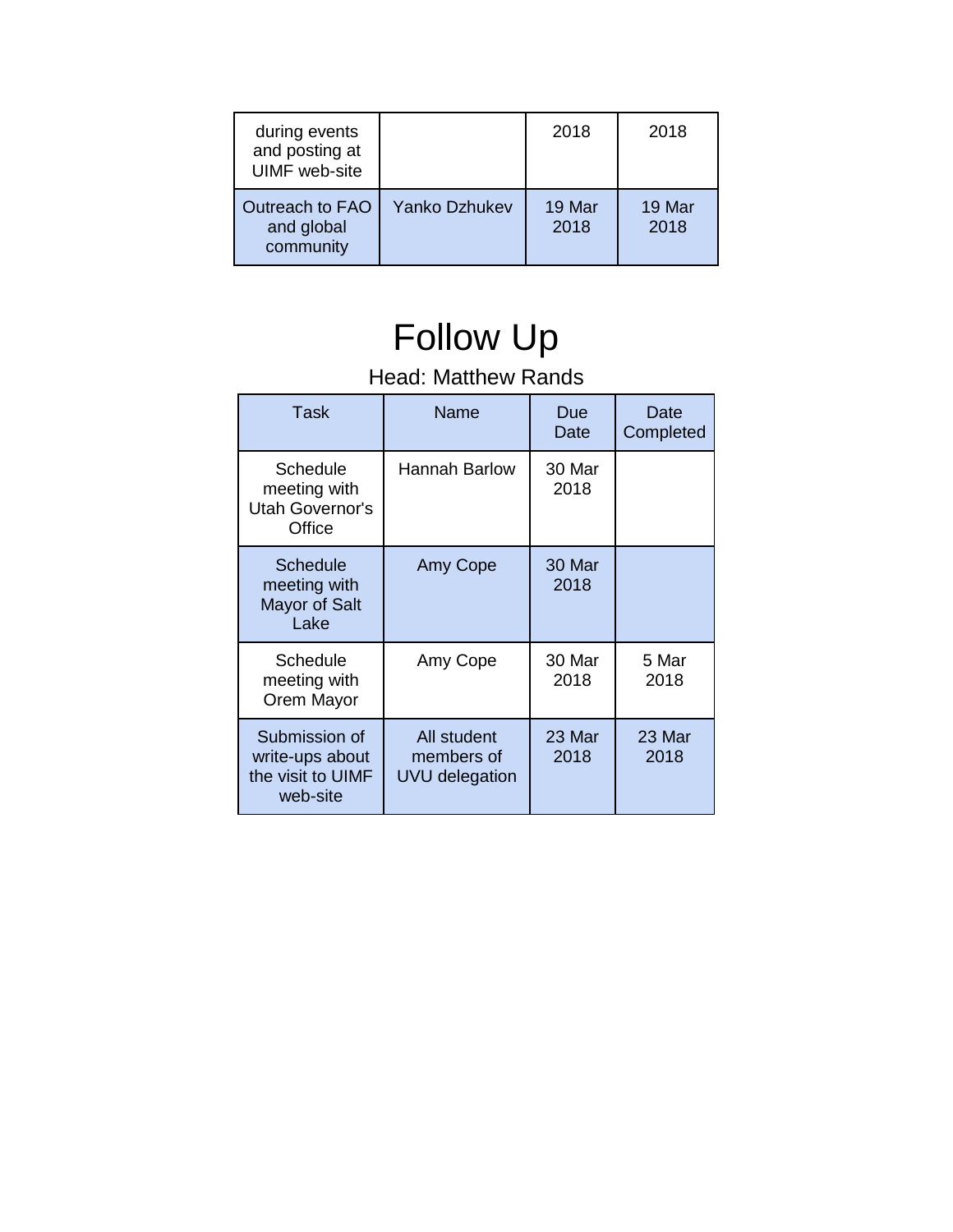| | | | |
|---|---|---|---|
| during events and posting at UIMF web-site | | 2018 | 2018 |
| Outreach to FAO and global community | Yanko Dzhukev | 19 Mar 2018 | 19 Mar 2018 |

# Follow Up

Head: Matthew Rands

| Task | Name | Due Date | Date Completed |
|---|---|---|---|
| Schedule meeting with Utah Governor's Office | Hannah Barlow | 30 Mar 2018 | |
| Schedule meeting with Mayor of Salt Lake | Amy Cope | 30 Mar 2018 | |
| Schedule meeting with Orem Mayor | Amy Cope | 30 Mar 2018 | 5 Mar 2018 |
| Submission of write-ups about the visit to UIMF web-site | All student members of UVU delegation | 23 Mar 2018 | 23 Mar 2018 |